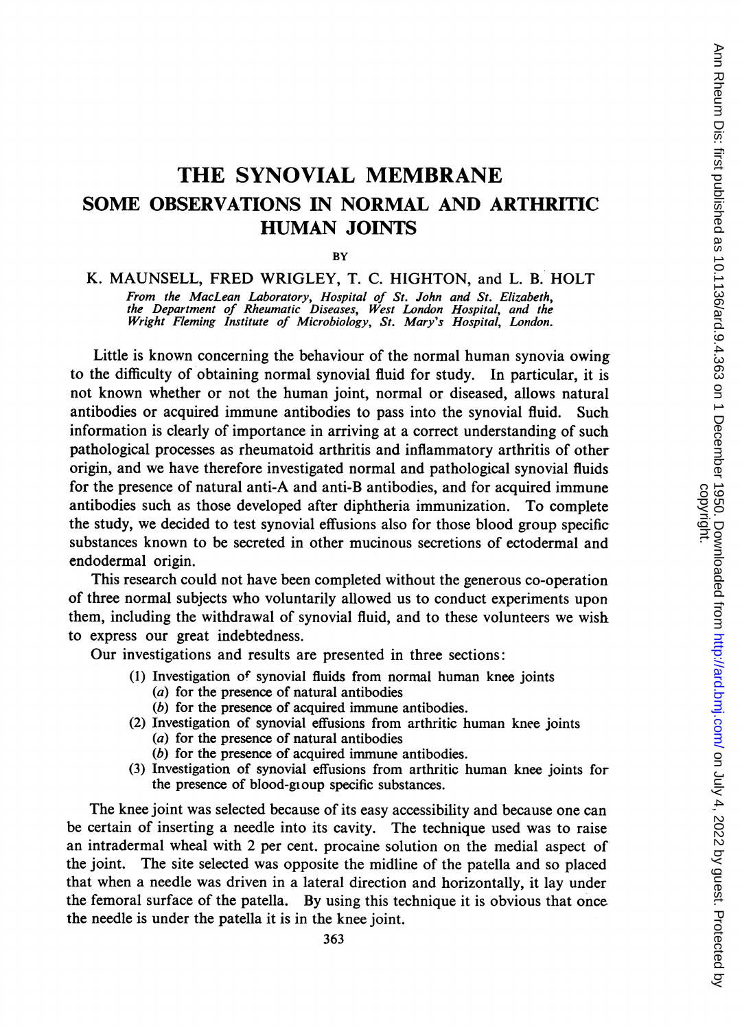# THE SYNOVIAL MEMBRANE

## SOME OBSERVATIONS IN NORMAL AND ARTHRITIC HUMAN JOINTS

BY

K. MAUNSELL, FRED WRIGLEY, T. C. HIGHTON, and L. B. HOLT

*From the MacLean Laboratory, Hospital of St. John and St. Elizabeth, the Department of Rheumatic Diseases, West London Hospital, and the Wright Fleming Institute of Microbiology, St. Mary's Hospital, London.*

Little is known concerning the behaviour of the normal human synovia owing to the difficulty of obtaining normal synovial fluid for study. In particular, it is not known whether or not the human joint, normal or diseased, allows natural antibodies or acquired immune antibodies to pass into the synovial fluid. Such information is clearly of importance in arriving at a correct understanding of such pathological processes as rheumatoid arthritis and inflammatory arthritis of other origin, and we have therefore investigated normal and pathological synovial fluids for the presence of natural anti-A and anti-B antibodies, and for acquired immune antibodies such as those developed after diphtheria immunization. To complete the study, we decided to test synovial effusions also for those blood group specific substances known to be secreted in other mucinous secretions of ectodermal and endodermal origin.

This research could not have been completed without the generous co-operation of three normal subjects who voluntarily allowed us to conduct experiments upon them, including the withdrawal of synovial fluid, and to these volunteers we wish to express our great indebtedness.

Our investigations and results are presented in three sections:

1. Investigation of synovial fluids from normal human knee joints
   - (a) for the presence of natural antibodies
   - (b) for the presence of acquired immune antibodies.
2. Investigation of synovial effusions from arthritic human knee joints
   - (a) for the presence of natural antibodies
   - (b) for the presence of acquired immune antibodies.
3. Investigation of synovial effusions from arthritic human knee joints for the presence of blood-group specific substances.

The knee joint was selected because of its easy accessibility and because one can be certain of inserting a needle into its cavity. The technique used was to raise an intradermal wheal with 2 per cent. procaine solution on the medial aspect of the joint. The site selected was opposite the midline of the patella and so placed that when a needle was driven in a lateral direction and horizontally, it lay under the femoral surface of the patella. By using this technique it is obvious that once the needle is under the patella it is in the knee joint.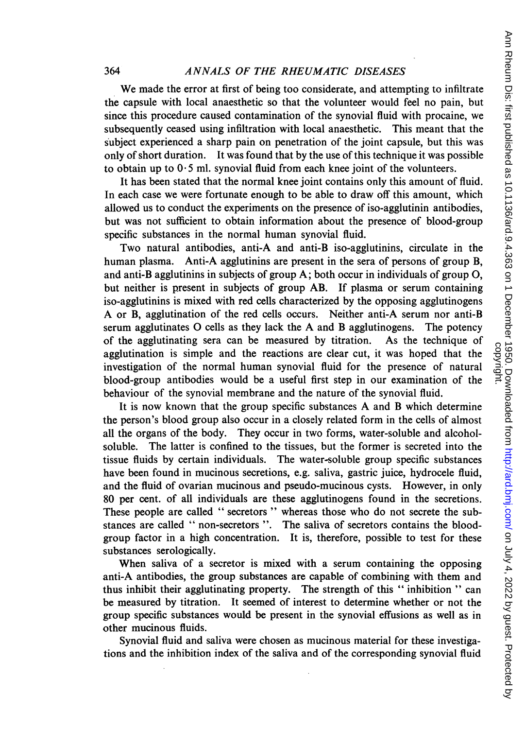We made the error at first of being too considerate, and attempting to infiltrate the capsule with local anaesthetic so that the volunteer would feel no pain, but since this procedure caused contamination of the synovial fluid with procaine, we subsequently ceased using infiltration with local anaesthetic. This meant that the subject experienced a sharp pain on penetration of the joint capsule, but this was only of short duration. It was found that by the use of this technique it was possible to obtain up to 0·5 ml. synovial fluid from each knee joint of the volunteers.

It has been stated that the normal knee joint contains only this amount of fluid. In each case we were fortunate enough to be able to draw off this amount, which allowed us to conduct the experiments on the presence of iso-agglutinin antibodies, but was not sufficient to obtain information about the presence of blood-group specific substances in the normal human synovial fluid.

Two natural antibodies, anti-A and anti-B iso-agglutinins, circulate in the human plasma. Anti-A agglutinins are present in the sera of persons of group B, and anti-B agglutinins in subjects of group A; both occur in individuals of group O, but neither is present in subjects of group AB. If plasma or serum containing iso-agglutinins is mixed with red cells characterized by the opposing agglutinogens A or B, agglutination of the red cells occurs. Neither anti-A serum nor anti-B serum agglutinates O cells as they lack the A and B agglutinogens. The potency of the agglutinating sera can be measured by titration. As the technique of agglutination is simple and the reactions are clear cut, it was hoped that the investigation of the normal human synovial fluid for the presence of natural blood-group antibodies would be a useful first step in our examination of the behaviour of the synovial membrane and the nature of the synovial fluid.

It is now known that the group specific substances A and B which determine the person's blood group also occur in a closely related form in the cells of almost all the organs of the body. They occur in two forms, water-soluble and alcohol-soluble. The latter is confined to the tissues, but the former is secreted into the tissue fluids by certain individuals. The water-soluble group specific substances have been found in mucinous secretions, e.g. saliva, gastric juice, hydrocele fluid, and the fluid of ovarian mucinous and pseudo-mucinous cysts. However, in only 80 per cent. of all individuals are these agglutinogens found in the secretions. These people are called "secretors" whereas those who do not secrete the substances are called "non-secretors". The saliva of secretors contains the blood-group factor in a high concentration. It is, therefore, possible to test for these substances serologically.

When saliva of a secretor is mixed with a serum containing the opposing anti-A antibodies, the group substances are capable of combining with them and thus inhibit their agglutinating property. The strength of this "inhibition" can be measured by titration. It seemed of interest to determine whether or not the group specific substances would be present in the synovial effusions as well as in other mucinous fluids.

Synovial fluid and saliva were chosen as mucinous material for these investigations and the inhibition index of the saliva and of the corresponding synovial fluid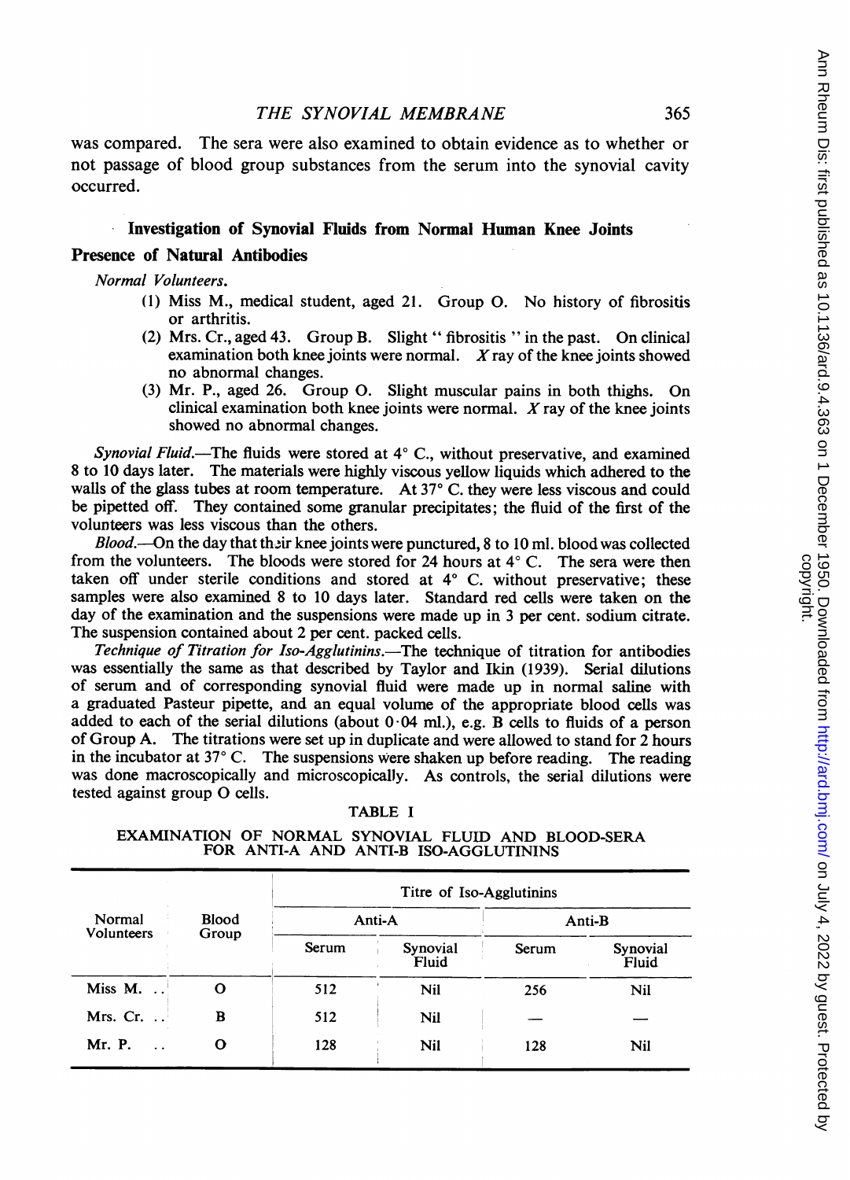was compared. The sera were also examined to obtain evidence as to whether or not passage of blood group substances from the serum into the synovial cavity occurred.

## Investigation of Synovial Fluids from Normal Human Knee Joints

### Presence of Natural Antibodies

*Normal Volunteers.*

(1) Miss M., medical student, aged 21. Group O. No history of fibrositis or arthritis.

(2) Mrs. Cr., aged 43. Group B. Slight "fibrositis" in the past. On clinical examination both knee joints were normal. *X* ray of the knee joints showed no abnormal changes.

(3) Mr. P., aged 26. Group O. Slight muscular pains in both thighs. On clinical examination both knee joints were normal. *X* ray of the knee joints showed no abnormal changes.

*Synovial Fluid.*—The fluids were stored at 4° C., without preservative, and examined 8 to 10 days later. The materials were highly viscous yellow liquids which adhered to the walls of the glass tubes at room temperature. At 37° C. they were less viscous and could be pipetted off. They contained some granular precipitates; the fluid of the first of the volunteers was less viscous than the others.

*Blood.*—On the day that their knee joints were punctured, 8 to 10 ml. blood was collected from the volunteers. The bloods were stored for 24 hours at 4° C. The sera were then taken off under sterile conditions and stored at 4° C. without preservative; these samples were also examined 8 to 10 days later. Standard red cells were taken on the day of the examination and the suspensions were made up in 3 per cent. sodium citrate. The suspension contained about 2 per cent. packed cells.

*Technique of Titration for Iso-Agglutinins.*—The technique of titration for antibodies was essentially the same as that described by Taylor and Ikin (1939). Serial dilutions of serum and of corresponding synovial fluid were made up in normal saline with a graduated Pasteur pipette, and an equal volume of the appropriate blood cells was added to each of the serial dilutions (about 0·04 ml.), e.g. B cells to fluids of a person of Group A. The titrations were set up in duplicate and were allowed to stand for 2 hours in the incubator at 37° C. The suspensions were shaken up before reading. The reading was done macroscopically and microscopically. As controls, the serial dilutions were tested against group O cells.

TABLE I

EXAMINATION OF NORMAL SYNOVIAL FLUID AND BLOOD-SERA FOR ANTI-A AND ANTI-B ISO-AGGLUTININS

| Normal Volunteers | Blood Group | Titre of Iso-Agglutinins | | | |
|---|---|---|---|---|---|
| | | Anti-A | | Anti-B | |
| | | Serum | Synovial Fluid | Serum | Synovial Fluid |
| Miss M. | O | 512 | Nil | 256 | Nil |
| Mrs. Cr. | B | 512 | Nil | — | — |
| Mr. P. | O | 128 | Nil | 128 | Nil |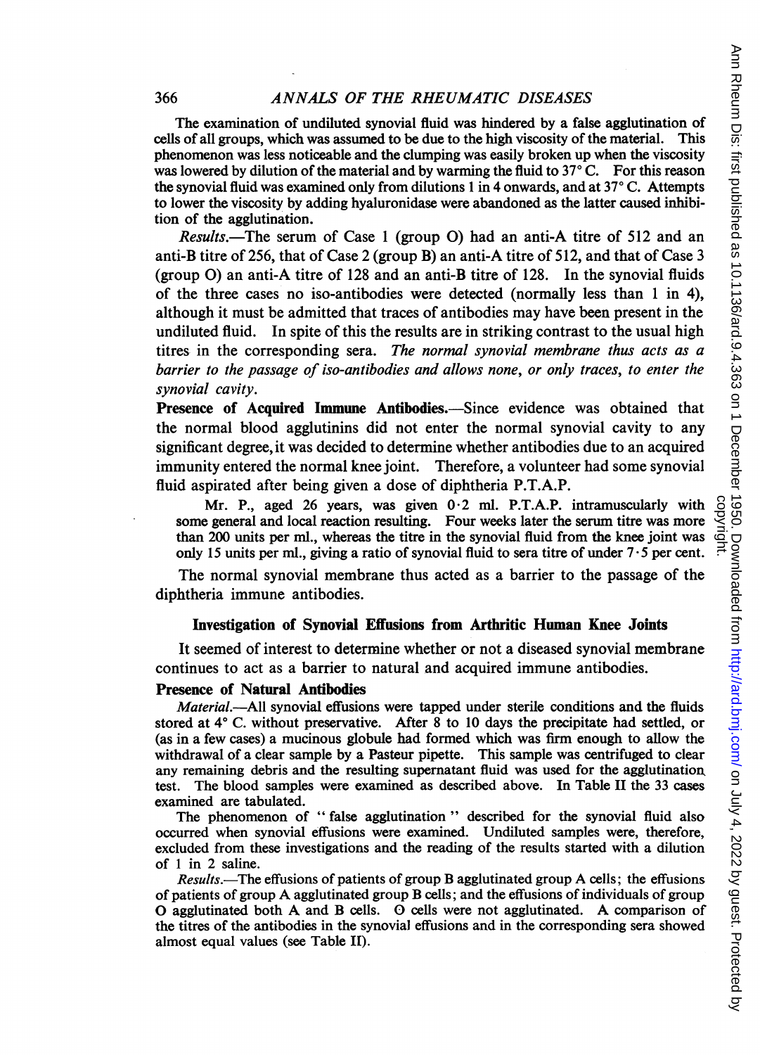The examination of undiluted synovial fluid was hindered by a false agglutination of cells of all groups, which was assumed to be due to the high viscosity of the material. This phenomenon was less noticeable and the clumping was easily broken up when the viscosity was lowered by dilution of the material and by warming the fluid to 37° C. For this reason the synovial fluid was examined only from dilutions 1 in 4 onwards, and at 37° C. Attempts to lower the viscosity by adding hyaluronidase were abandoned as the latter caused inhibition of the agglutination.

*Results.*—The serum of Case 1 (group O) had an anti-A titre of 512 and an anti-B titre of 256, that of Case 2 (group B) an anti-A titre of 512, and that of Case 3 (group O) an anti-A titre of 128 and an anti-B titre of 128. In the synovial fluids of the three cases no iso-antibodies were detected (normally less than 1 in 4), although it must be admitted that traces of antibodies may have been present in the undiluted fluid. In spite of this the results are in striking contrast to the usual high titres in the corresponding sera. *The normal synovial membrane thus acts as a barrier to the passage of iso-antibodies and allows none, or only traces, to enter the synovial cavity.*

**Presence of Acquired Immune Antibodies.**—Since evidence was obtained that the normal blood agglutinins did not enter the normal synovial cavity to any significant degree, it was decided to determine whether antibodies due to an acquired immunity entered the normal knee joint. Therefore, a volunteer had some synovial fluid aspirated after being given a dose of diphtheria P.T.A.P.

Mr. P., aged 26 years, was given 0·2 ml. P.T.A.P. intramuscularly with some general and local reaction resulting. Four weeks later the serum titre was more than 200 units per ml., whereas the titre in the synovial fluid from the knee joint was only 15 units per ml., giving a ratio of synovial fluid to sera titre of under 7·5 per cent.

The normal synovial membrane thus acted as a barrier to the passage of the diphtheria immune antibodies.

## Investigation of Synovial Effusions from Arthritic Human Knee Joints

It seemed of interest to determine whether or not a diseased synovial membrane continues to act as a barrier to natural and acquired immune antibodies.

### Presence of Natural Antibodies

*Material.*—All synovial effusions were tapped under sterile conditions and the fluids stored at 4° C. without preservative. After 8 to 10 days the precipitate had settled, or (as in a few cases) a mucinous globule had formed which was firm enough to allow the withdrawal of a clear sample by a Pasteur pipette. This sample was centrifuged to clear any remaining debris and the resulting supernatant fluid was used for the agglutination test. The blood samples were examined as described above. In Table II the 33 cases examined are tabulated.

The phenomenon of "false agglutination" described for the synovial fluid also occurred when synovial effusions were examined. Undiluted samples were, therefore, excluded from these investigations and the reading of the results started with a dilution of 1 in 2 saline.

*Results.*—The effusions of patients of group B agglutinated group A cells; the effusions of patients of group A agglutinated group B cells; and the effusions of individuals of group O agglutinated both A and B cells. O cells were not agglutinated. A comparison of the titres of the antibodies in the synovial effusions and in the corresponding sera showed almost equal values (see Table II).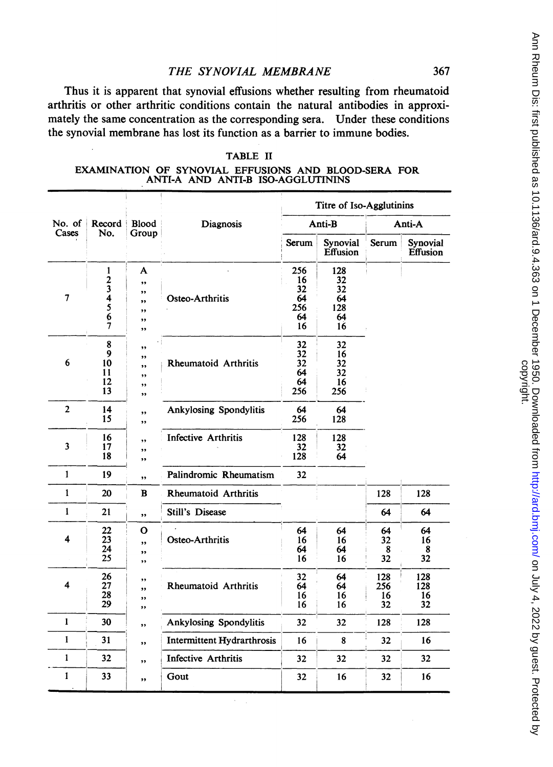Thus it is apparent that synovial effusions whether resulting from rheumatoid arthritis or other arthritic conditions contain the natural antibodies in approximately the same concentration as the corresponding sera. Under these conditions the synovial membrane has lost its function as a barrier to immune bodies.

TABLE II

EXAMINATION OF SYNOVIAL EFFUSIONS AND BLOOD-SERA FOR ANTI-A AND ANTI-B ISO-AGGLUTININS

| No. of Cases | Record No. | Blood Group | Diagnosis | Titre of Iso-Agglutinins | | | |
|---|---|---|---|---|---|---|---|
| | | | | Anti-B | | Anti-A | |
| | | | | Serum | Synovial Effusion | Serum | Synovial Effusion |
| 7 | 1 | A | Osteo-Arthritis | 256 | 128 | | |
| | 2 | ,, | | 16 | 32 | | |
| | 3 | ,, | | 32 | 32 | | |
| | 4 | ,, | | 64 | 64 | | |
| | 5 | ,, | | 256 | 128 | | |
| | 6 | ,, | | 64 | 64 | | |
| | 7 | ,, | | 16 | 16 | | |
| 6 | 8 | ,, | Rheumatoid Arthritis | 32 | 32 | | |
| | 9 | ,, | | 32 | 16 | | |
| | 10 | ,, | | 32 | 32 | | |
| | 11 | ,, | | 64 | 32 | | |
| | 12 | ,, | | 64 | 16 | | |
| | 13 | ,, | | 256 | 256 | | |
| 2 | 14 | ,, | Ankylosing Spondylitis | 64 | 64 | | |
| | 15 | ,, | | 256 | 128 | | |
| 3 | 16 | ,, | Infective Arthritis | 128 | 128 | | |
| | 17 | ,, | | 32 | 32 | | |
| | 18 | ,, | | 128 | 64 | | |
| 1 | 19 | ,, | Palindromic Rheumatism | 32 | | | |
| 1 | 20 | B | Rheumatoid Arthritis | | | 128 | 128 |
| 1 | 21 | ,, | Still's Disease | | | 64 | 64 |
| 4 | 22 | O | Osteo-Arthritis | 64 | 64 | 64 | 64 |
| | 23 | ,, | | 16 | 16 | 32 | 16 |
| | 24 | ,, | | 64 | 64 | 8 | 8 |
| | 25 | ,, | | 16 | 16 | 32 | 32 |
| 4 | 26 | ,, | Rheumatoid Arthritis | 32 | 64 | 128 | 128 |
| | 27 | ,, | | 64 | 64 | 256 | 128 |
| | 28 | ,, | | 16 | 16 | 16 | 16 |
| | 29 | ,, | | 16 | 16 | 32 | 32 |
| 1 | 30 | ,, | Ankylosing Spondylitis | 32 | 32 | 128 | 128 |
| 1 | 31 | ,, | Intermittent Hydrarthrosis | 16 | 8 | 32 | 16 |
| 1 | 32 | ,, | Infective Arthritis | 32 | 32 | 32 | 32 |
| 1 | 33 | ,, | Gout | 32 | 16 | 32 | 16 |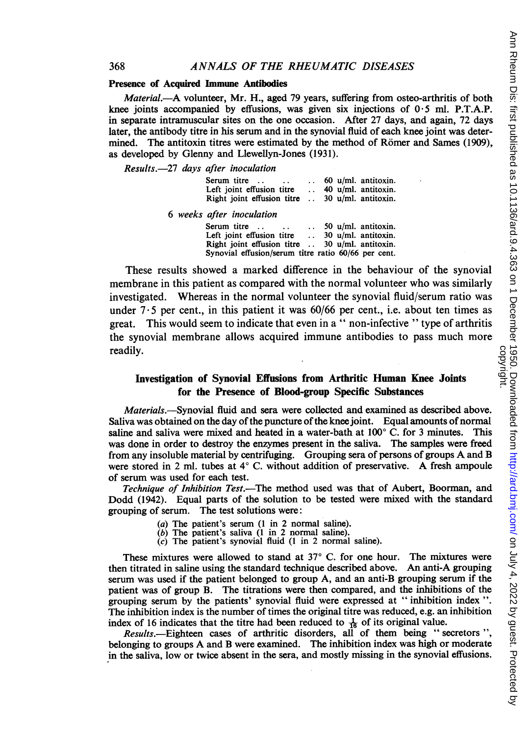**Presence of Acquired Immune Antibodies**

*Material*.—A volunteer, Mr. H., aged 79 years, suffering from osteo-arthritis of both knee joints accompanied by effusions, was given six injections of 0·5 ml. P.T.A.P. in separate intramuscular sites on the one occasion. After 27 days, and again, 72 days later, the antibody titre in his serum and in the synovial fluid of each knee joint was determined. The antitoxin titres were estimated by the method of Römer and Sames (1909), as developed by Glenny and Llewellyn-Jones (1931).

*Results*.—*27 days after inoculation*

| | |
|---|---|
| Serum titre .. .. .. | 60 u/ml. antitoxin. |
| Left joint effusion titre .. | 40 u/ml. antitoxin. |
| Right joint effusion titre .. | 30 u/ml. antitoxin. |

*6 weeks after inoculation*

| | |
|---|---|
| Serum titre .. .. .. | 50 u/ml. antitoxin. |
| Left joint effusion titre .. | 30 u/ml. antitoxin. |
| Right joint effusion titre .. | 30 u/ml. antitoxin. |

Synovial effusion/serum titre ratio 60/66 per cent.

These results showed a marked difference in the behaviour of the synovial membrane in this patient as compared with the normal volunteer who was similarly investigated. Whereas in the normal volunteer the synovial fluid/serum ratio was under 7·5 per cent., in this patient it was 60/66 per cent., i.e. about ten times as great. This would seem to indicate that even in a " non-infective " type of arthritis the synovial membrane allows acquired immune antibodies to pass much more readily.

## Investigation of Synovial Effusions from Arthritic Human Knee Joints for the Presence of Blood-group Specific Substances

*Materials*.—Synovial fluid and sera were collected and examined as described above. Saliva was obtained on the day of the puncture of the knee joint. Equal amounts of normal saline and saliva were mixed and heated in a water-bath at 100° C. for 3 minutes. This was done in order to destroy the enzymes present in the saliva. The samples were freed from any insoluble material by centrifuging. Grouping sera of persons of groups A and B were stored in 2 ml. tubes at 4° C. without addition of preservative. A fresh ampoule of serum was used for each test.

*Technique of Inhibition Test*.—The method used was that of Aubert, Boorman, and Dodd (1942). Equal parts of the solution to be tested were mixed with the standard grouping of serum. The test solutions were:

(*a*) The patient's serum (1 in 2 normal saline).
(*b*) The patient's saliva (1 in 2 normal saline).
(*c*) The patient's synovial fluid (1 in 2 normal saline).

These mixtures were allowed to stand at 37° C. for one hour. The mixtures were then titrated in saline using the standard technique described above. An anti-A grouping serum was used if the patient belonged to group A, and an anti-B grouping serum if the patient was of group B. The titrations were then compared, and the inhibitions of the grouping serum by the patients' synovial fluid were expressed at " inhibition index ". The inhibition index is the number of times the original titre was reduced, e.g. an inhibition index of 16 indicates that the titre had been reduced to $\frac{1}{16}$ of its original value.

*Results*.—Eighteen cases of arthritic disorders, all of them being " secretors ", belonging to groups A and B were examined. The inhibition index was high or moderate in the saliva, low or twice absent in the sera, and mostly missing in the synovial effusions.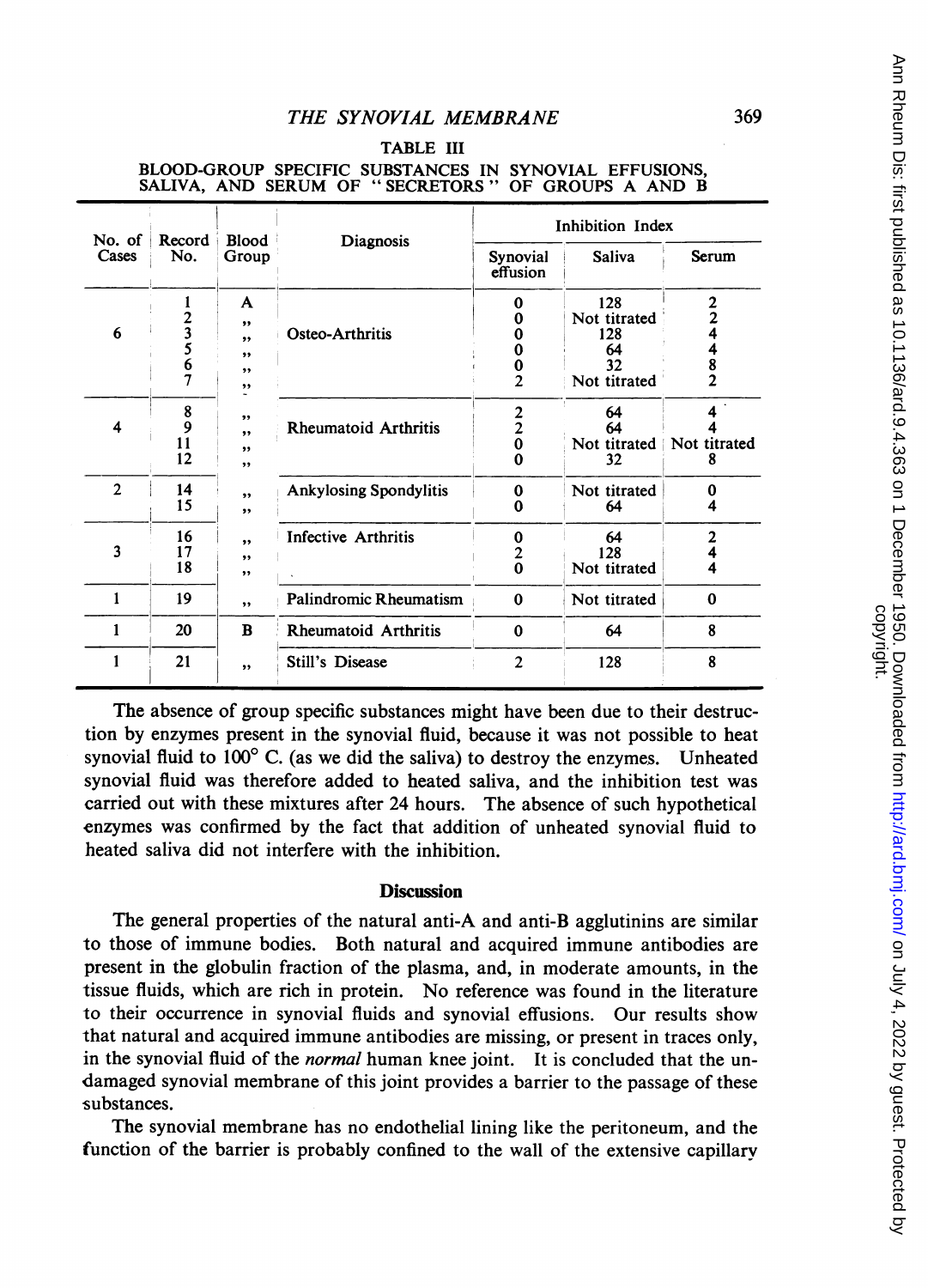TABLE III

BLOOD-GROUP SPECIFIC SUBSTANCES IN SYNOVIAL EFFUSIONS, SALIVA, AND SERUM OF "SECRETORS" OF GROUPS A AND B

| No. of Cases | Record No. | Blood Group | Diagnosis | Inhibition Index | | |
|---|---|---|---|---|---|---|
| | | | | Synovial effusion | Saliva | Serum |
| 6 | 1 | A | Osteo-Arthritis | 0 | 128 | 2 |
| | 2 | ,, | | 0 | Not titrated | 2 |
| | 3 | ,, | | 0 | 128 | 4 |
| | 5 | ,, | | 0 | 64 | 4 |
| | 6 | ,, | | 0 | 32 | 8 |
| | 7 | ,, | | 2 | Not titrated | 2 |
| 4 | 8 | ,, | Rheumatoid Arthritis | 2 | 64 | 4 |
| | 9 | ,, | | 2 | 64 | 4 |
| | 11 | ,, | | 0 | Not titrated | Not titrated |
| | 12 | ,, | | 0 | 32 | 8 |
| 2 | 14 | ,, | Ankylosing Spondylitis | 0 | Not titrated | 0 |
| | 15 | ,, | | 0 | 64 | 4 |
| 3 | 16 | ,, | Infective Arthritis | 0 | 64 | 2 |
| | 17 | ,, | | 2 | 128 | 4 |
| | 18 | ,, | | 0 | Not titrated | 4 |
| 1 | 19 | ,, | Palindromic Rheumatism | 0 | Not titrated | 0 |
| 1 | 20 | B | Rheumatoid Arthritis | 0 | 64 | 8 |
| 1 | 21 | ,, | Still's Disease | 2 | 128 | 8 |

The absence of group specific substances might have been due to their destruction by enzymes present in the synovial fluid, because it was not possible to heat synovial fluid to 100° C. (as we did the saliva) to destroy the enzymes. Unheated synovial fluid was therefore added to heated saliva, and the inhibition test was carried out with these mixtures after 24 hours. The absence of such hypothetical enzymes was confirmed by the fact that addition of unheated synovial fluid to heated saliva did not interfere with the inhibition.

## Discussion

The general properties of the natural anti-A and anti-B agglutinins are similar to those of immune bodies. Both natural and acquired immune antibodies are present in the globulin fraction of the plasma, and, in moderate amounts, in the tissue fluids, which are rich in protein. No reference was found in the literature to their occurrence in synovial fluids and synovial effusions. Our results show that natural and acquired immune antibodies are missing, or present in traces only, in the synovial fluid of the *normal* human knee joint. It is concluded that the undamaged synovial membrane of this joint provides a barrier to the passage of these substances.

The synovial membrane has no endothelial lining like the peritoneum, and the function of the barrier is probably confined to the wall of the extensive capillary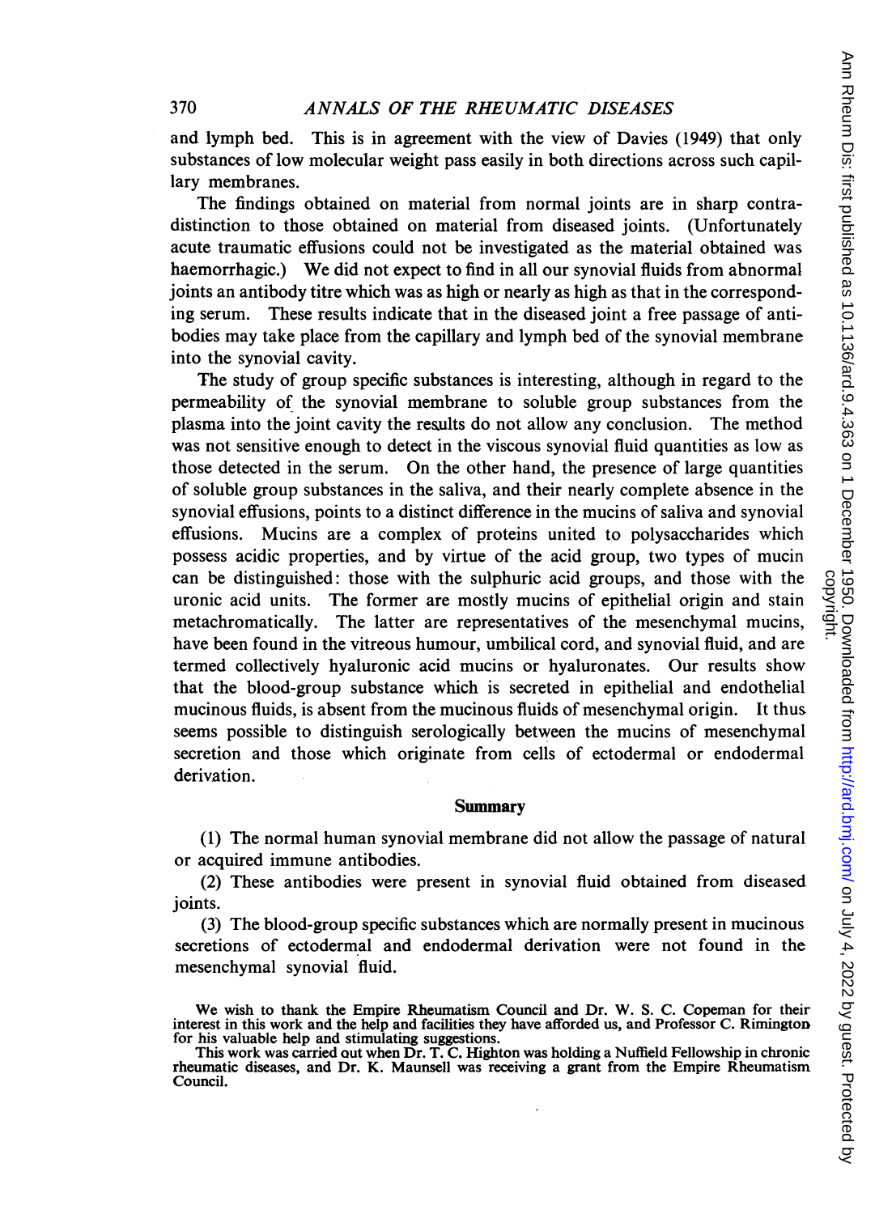and lymph bed. This is in agreement with the view of Davies (1949) that only substances of low molecular weight pass easily in both directions across such capillary membranes.

The findings obtained on material from normal joints are in sharp contradistinction to those obtained on material from diseased joints. (Unfortunately acute traumatic effusions could not be investigated as the material obtained was haemorrhagic.) We did not expect to find in all our synovial fluids from abnormal joints an antibody titre which was as high or nearly as high as that in the corresponding serum. These results indicate that in the diseased joint a free passage of antibodies may take place from the capillary and lymph bed of the synovial membrane into the synovial cavity.

The study of group specific substances is interesting, although in regard to the permeability of the synovial membrane to soluble group substances from the plasma into the joint cavity the results do not allow any conclusion. The method was not sensitive enough to detect in the viscous synovial fluid quantities as low as those detected in the serum. On the other hand, the presence of large quantities of soluble group substances in the saliva, and their nearly complete absence in the synovial effusions, points to a distinct difference in the mucins of saliva and synovial effusions. Mucins are a complex of proteins united to polysaccharides which possess acidic properties, and by virtue of the acid group, two types of mucin can be distinguished: those with the sulphuric acid groups, and those with the uronic acid units. The former are mostly mucins of epithelial origin and stain metachromatically. The latter are representatives of the mesenchymal mucins, have been found in the vitreous humour, umbilical cord, and synovial fluid, and are termed collectively hyaluronic acid mucins or hyaluronates. Our results show that the blood-group substance which is secreted in epithelial and endothelial mucinous fluids, is absent from the mucinous fluids of mesenchymal origin. It thus seems possible to distinguish serologically between the mucins of mesenchymal secretion and those which originate from cells of ectodermal or endodermal derivation.

## Summary

(1) The normal human synovial membrane did not allow the passage of natural or acquired immune antibodies.

(2) These antibodies were present in synovial fluid obtained from diseased joints.

(3) The blood-group specific substances which are normally present in mucinous secretions of ectodermal and endodermal derivation were not found in the mesenchymal synovial fluid.

We wish to thank the Empire Rheumatism Council and Dr. W. S. C. Copeman for their interest in this work and the help and facilities they have afforded us, and Professor C. Rimington for his valuable help and stimulating suggestions.

This work was carried out when Dr. T. C. Highton was holding a Nuffield Fellowship in chronic rheumatic diseases, and Dr. K. Maunsell was receiving a grant from the Empire Rheumatism Council.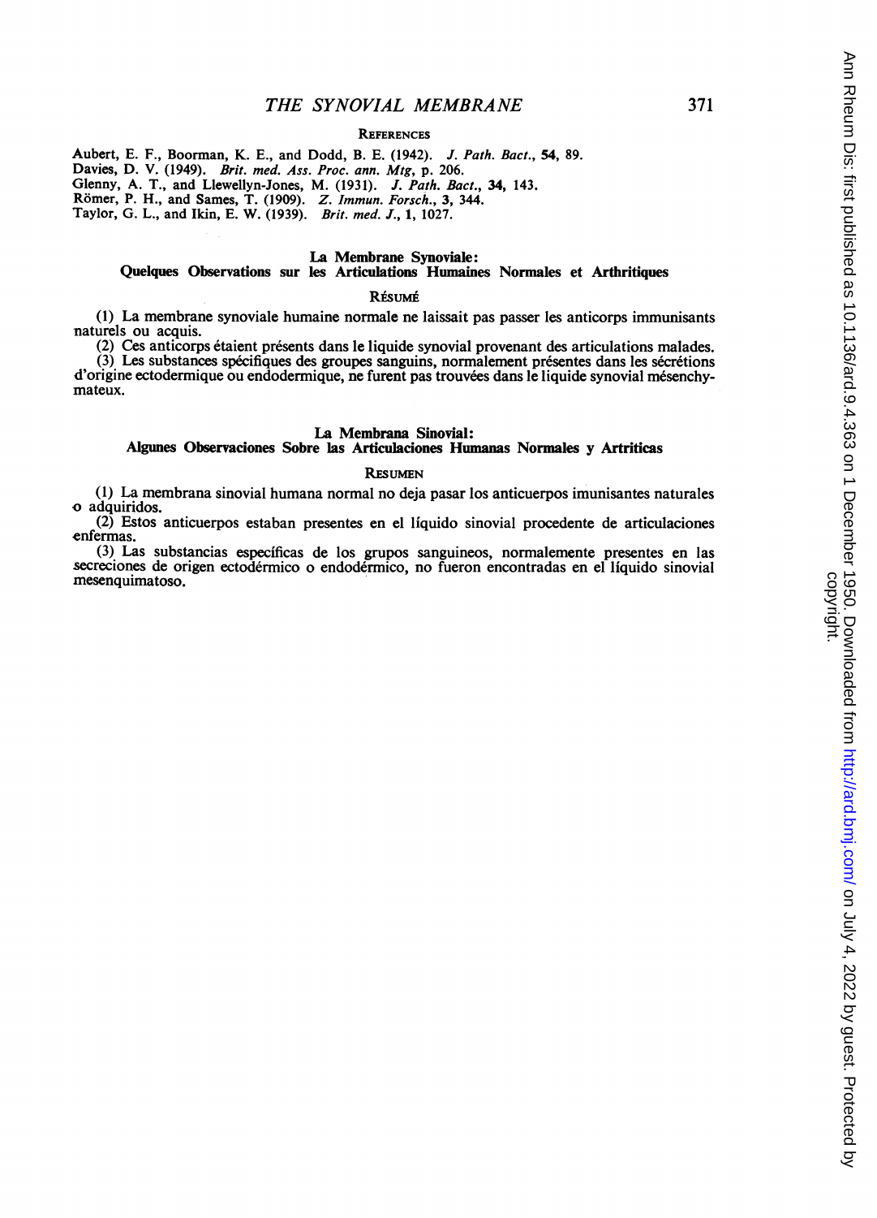### REFERENCES

Aubert, E. F., Boorman, K. E., and Dodd, B. E. (1942). *J. Path. Bact.*, **54**, 89.
Davies, D. V. (1949). *Brit. med. Ass. Proc. ann. Mtg*, p. 206.
Glenny, A. T., and Llewellyn-Jones, M. (1931). *J. Path. Bact.*, **34**, 143.
Römer, P. H., and Sames, T. (1909). *Z. Immun. Forsch.*, **3**, 344.
Taylor, G. L., and Ikin, E. W. (1939). *Brit. med. J.*, **1**, 1027.

## La Membrane Synoviale: Quelques Observations sur les Articulations Humaines Normales et Arthritiques

### RÉSUMÉ

(1) La membrane synoviale humaine normale ne laissait pas passer les anticorps immunisants naturels ou acquis.

(2) Ces anticorps étaient présents dans le liquide synovial provenant des articulations malades.

(3) Les substances spécifiques des groupes sanguins, normalement présentes dans les sécrétions d'origine ectodermique ou endodermique, ne furent pas trouvées dans le liquide synovial mésenchymateux.

## La Membrana Sinovial: Algunes Observaciones Sobre las Articulaciones Humanas Normales y Artriticas

### RESUMEN

(1) La membrana sinovial humana normal no deja pasar los anticuerpos imunisantes naturales o adquiridos.

(2) Estos anticuerpos estaban presentes en el líquido sinovial procedente de articulaciones enfermas.

(3) Las substancias específicas de los grupos sanguineos, normalemente presentes en las secreciones de origen ectodérmico o endodérmico, no fueron encontradas en el líquido sinovial mesenquimatoso.